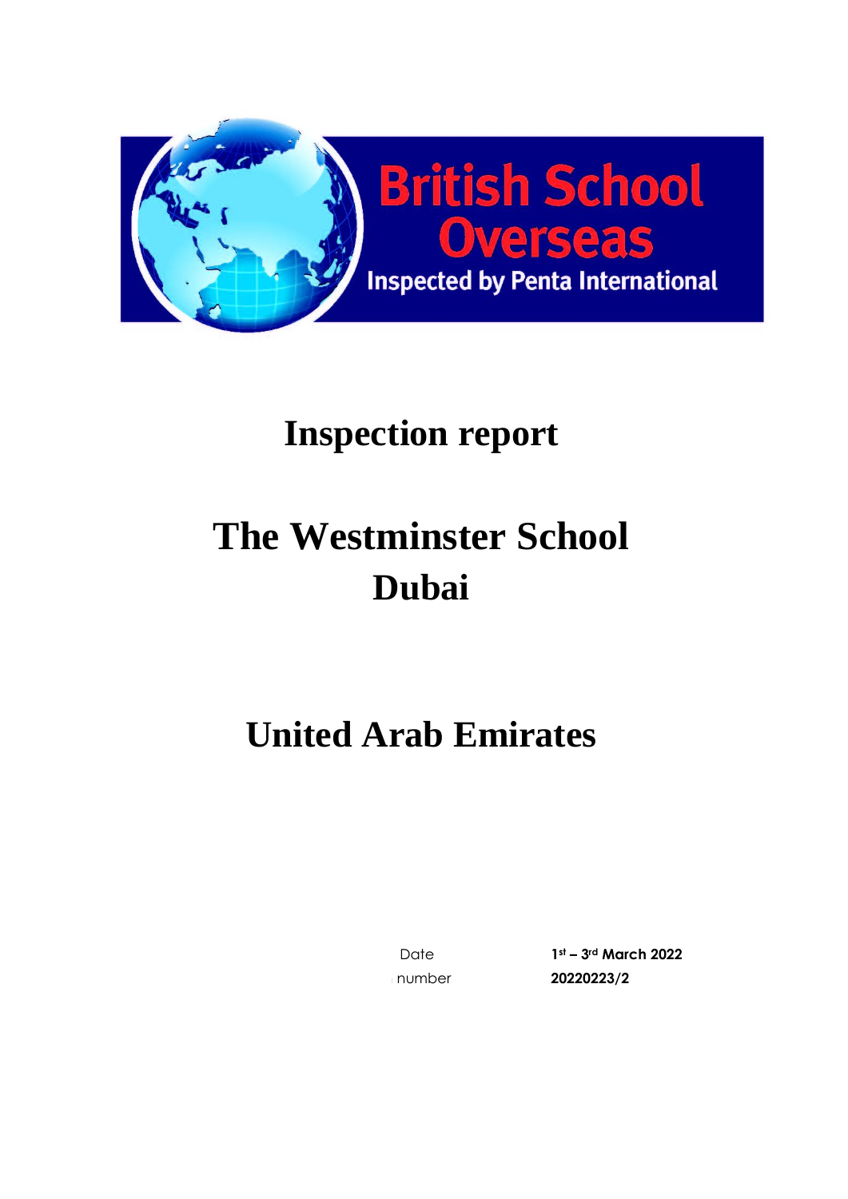British School Overseas

Inspected by Penta International

# Inspection report

# The Westminster School Dubai

# United Arab Emirates

| | |
|---|---|
| Date | 1st – 3rd March 2022 |
| number | 20220223/2 |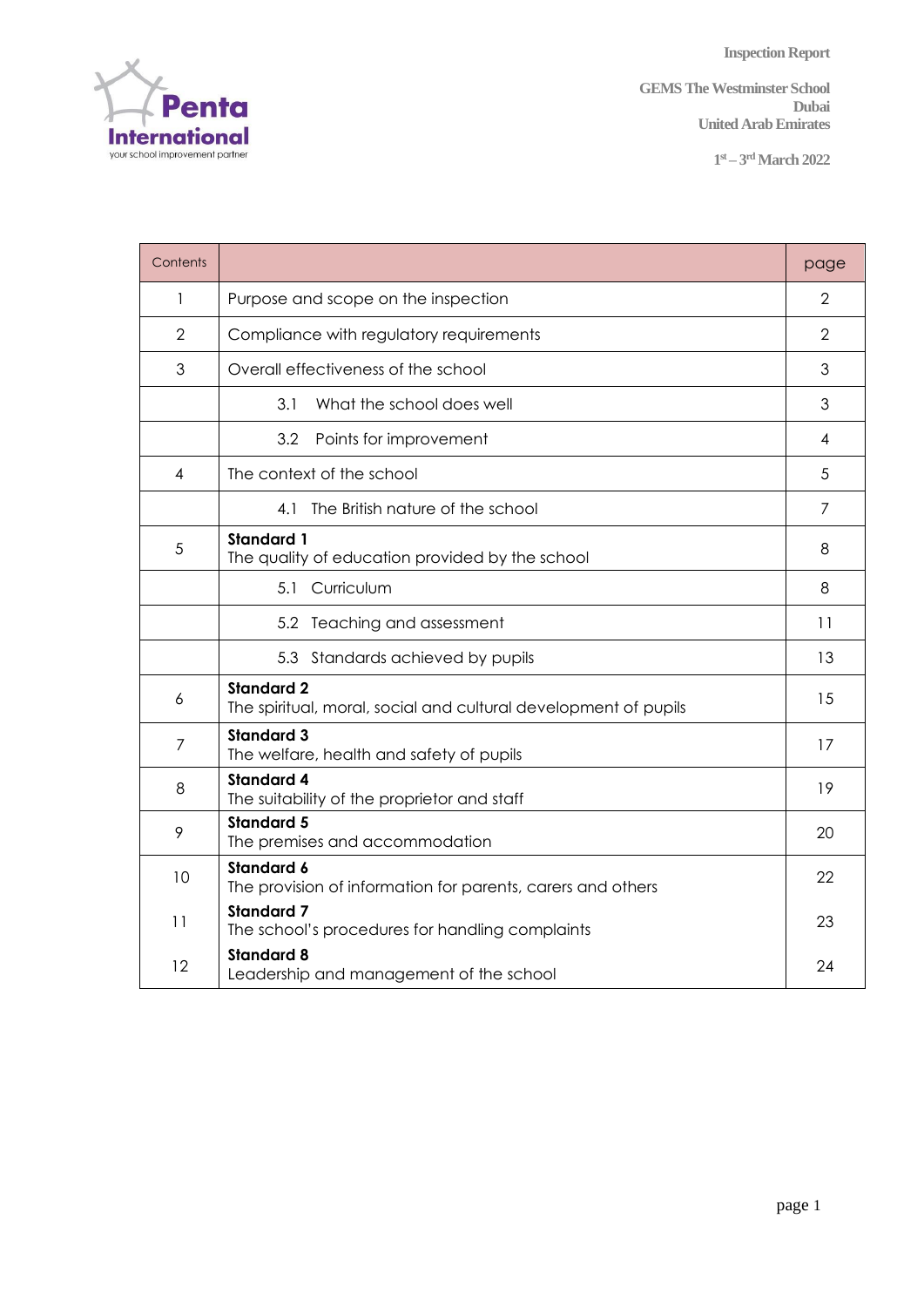Inspection Report

GEMS The Westminster School
Dubai
United Arab Emirates

1st – 3rd March 2022

| Contents | | page |
|---|---|---|
| 1 | Purpose and scope on the inspection | 2 |
| 2 | Compliance with regulatory requirements | 2 |
| 3 | Overall effectiveness of the school | 3 |
| | 3.1 What the school does well | 3 |
| | 3.2 Points for improvement | 4 |
| 4 | The context of the school | 5 |
| | 4.1 The British nature of the school | 7 |
| 5 | **Standard 1** The quality of education provided by the school | 8 |
| | 5.1 Curriculum | 8 |
| | 5.2 Teaching and assessment | 11 |
| | 5.3 Standards achieved by pupils | 13 |
| 6 | **Standard 2** The spiritual, moral, social and cultural development of pupils | 15 |
| 7 | **Standard 3** The welfare, health and safety of pupils | 17 |
| 8 | **Standard 4** The suitability of the proprietor and staff | 19 |
| 9 | **Standard 5** The premises and accommodation | 20 |
| 10 | **Standard 6** The provision of information for parents, carers and others | 22 |
| 11 | **Standard 7** The school's procedures for handling complaints | 23 |
| 12 | **Standard 8** Leadership and management of the school | 24 |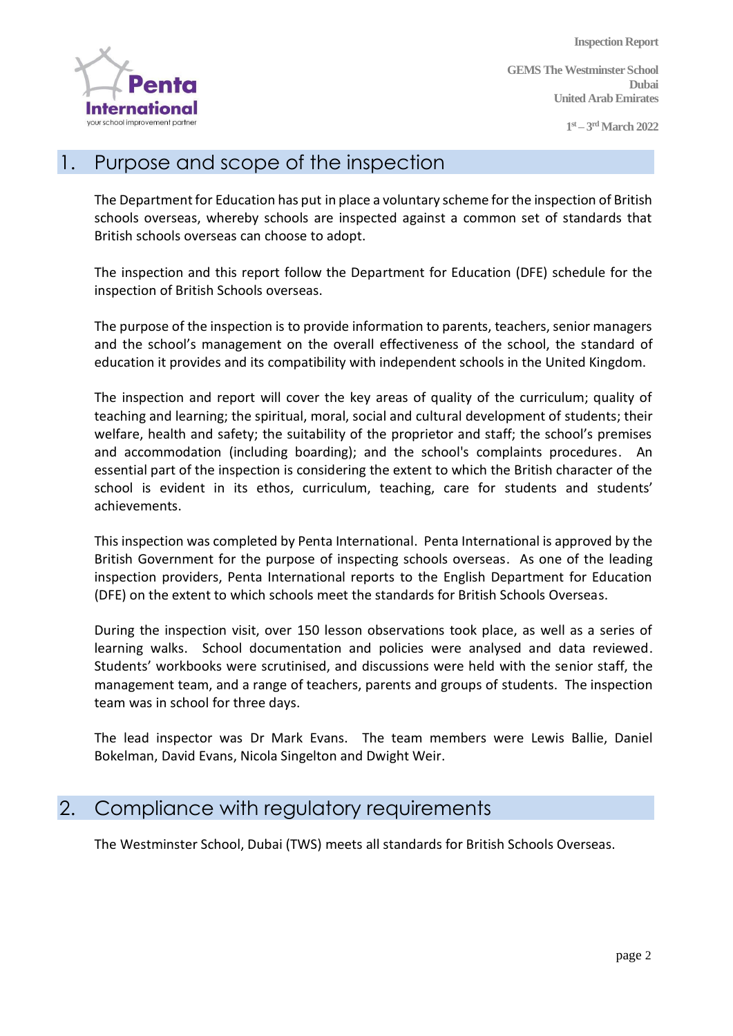## 1. Purpose and scope of the inspection

The Department for Education has put in place a voluntary scheme for the inspection of British schools overseas, whereby schools are inspected against a common set of standards that British schools overseas can choose to adopt.

The inspection and this report follow the Department for Education (DFE) schedule for the inspection of British Schools overseas.

The purpose of the inspection is to provide information to parents, teachers, senior managers and the school's management on the overall effectiveness of the school, the standard of education it provides and its compatibility with independent schools in the United Kingdom.

The inspection and report will cover the key areas of quality of the curriculum; quality of teaching and learning; the spiritual, moral, social and cultural development of students; their welfare, health and safety; the suitability of the proprietor and staff; the school's premises and accommodation (including boarding); and the school's complaints procedures. An essential part of the inspection is considering the extent to which the British character of the school is evident in its ethos, curriculum, teaching, care for students and students' achievements.

This inspection was completed by Penta International. Penta International is approved by the British Government for the purpose of inspecting schools overseas. As one of the leading inspection providers, Penta International reports to the English Department for Education (DFE) on the extent to which schools meet the standards for British Schools Overseas.

During the inspection visit, over 150 lesson observations took place, as well as a series of learning walks. School documentation and policies were analysed and data reviewed. Students' workbooks were scrutinised, and discussions were held with the senior staff, the management team, and a range of teachers, parents and groups of students. The inspection team was in school for three days.

The lead inspector was Dr Mark Evans. The team members were Lewis Ballie, Daniel Bokelman, David Evans, Nicola Singelton and Dwight Weir.

## 2. Compliance with regulatory requirements

The Westminster School, Dubai (TWS) meets all standards for British Schools Overseas.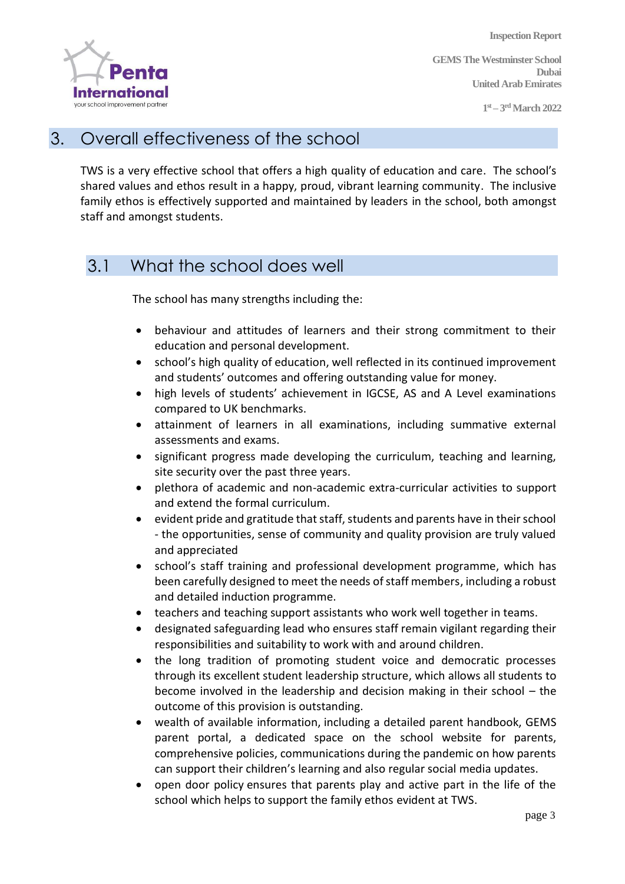# 3. Overall effectiveness of the school

TWS is a very effective school that offers a high quality of education and care. The school's shared values and ethos result in a happy, proud, vibrant learning community. The inclusive family ethos is effectively supported and maintained by leaders in the school, both amongst staff and amongst students.

## 3.1 What the school does well

The school has many strengths including the:

- behaviour and attitudes of learners and their strong commitment to their education and personal development.
- school's high quality of education, well reflected in its continued improvement and students' outcomes and offering outstanding value for money.
- high levels of students' achievement in IGCSE, AS and A Level examinations compared to UK benchmarks.
- attainment of learners in all examinations, including summative external assessments and exams.
- significant progress made developing the curriculum, teaching and learning, site security over the past three years.
- plethora of academic and non-academic extra-curricular activities to support and extend the formal curriculum.
- evident pride and gratitude that staff, students and parents have in their school - the opportunities, sense of community and quality provision are truly valued and appreciated
- school's staff training and professional development programme, which has been carefully designed to meet the needs of staff members, including a robust and detailed induction programme.
- teachers and teaching support assistants who work well together in teams.
- designated safeguarding lead who ensures staff remain vigilant regarding their responsibilities and suitability to work with and around children.
- the long tradition of promoting student voice and democratic processes through its excellent student leadership structure, which allows all students to become involved in the leadership and decision making in their school – the outcome of this provision is outstanding.
- wealth of available information, including a detailed parent handbook, GEMS parent portal, a dedicated space on the school website for parents, comprehensive policies, communications during the pandemic on how parents can support their children's learning and also regular social media updates.
- open door policy ensures that parents play and active part in the life of the school which helps to support the family ethos evident at TWS.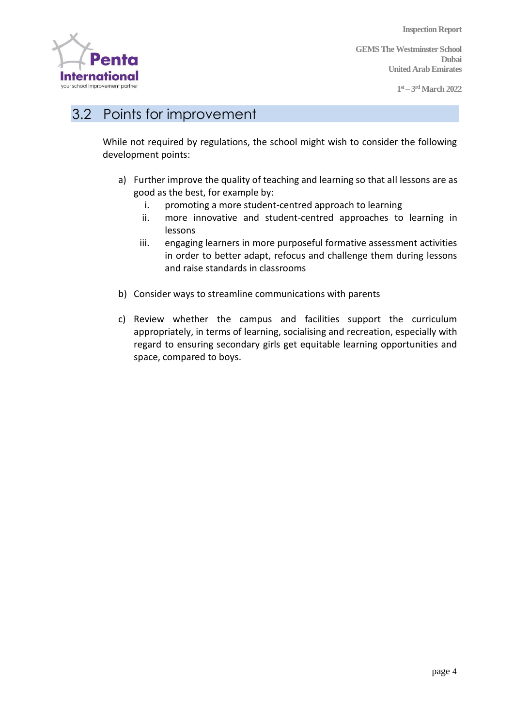## 3.2 Points for improvement

While not required by regulations, the school might wish to consider the following development points:

a) Further improve the quality of teaching and learning so that all lessons are as good as the best, for example by:
   i. promoting a more student-centred approach to learning
   ii. more innovative and student-centred approaches to learning in lessons
   iii. engaging learners in more purposeful formative assessment activities in order to better adapt, refocus and challenge them during lessons and raise standards in classrooms

b) Consider ways to streamline communications with parents

c) Review whether the campus and facilities support the curriculum appropriately, in terms of learning, socialising and recreation, especially with regard to ensuring secondary girls get equitable learning opportunities and space, compared to boys.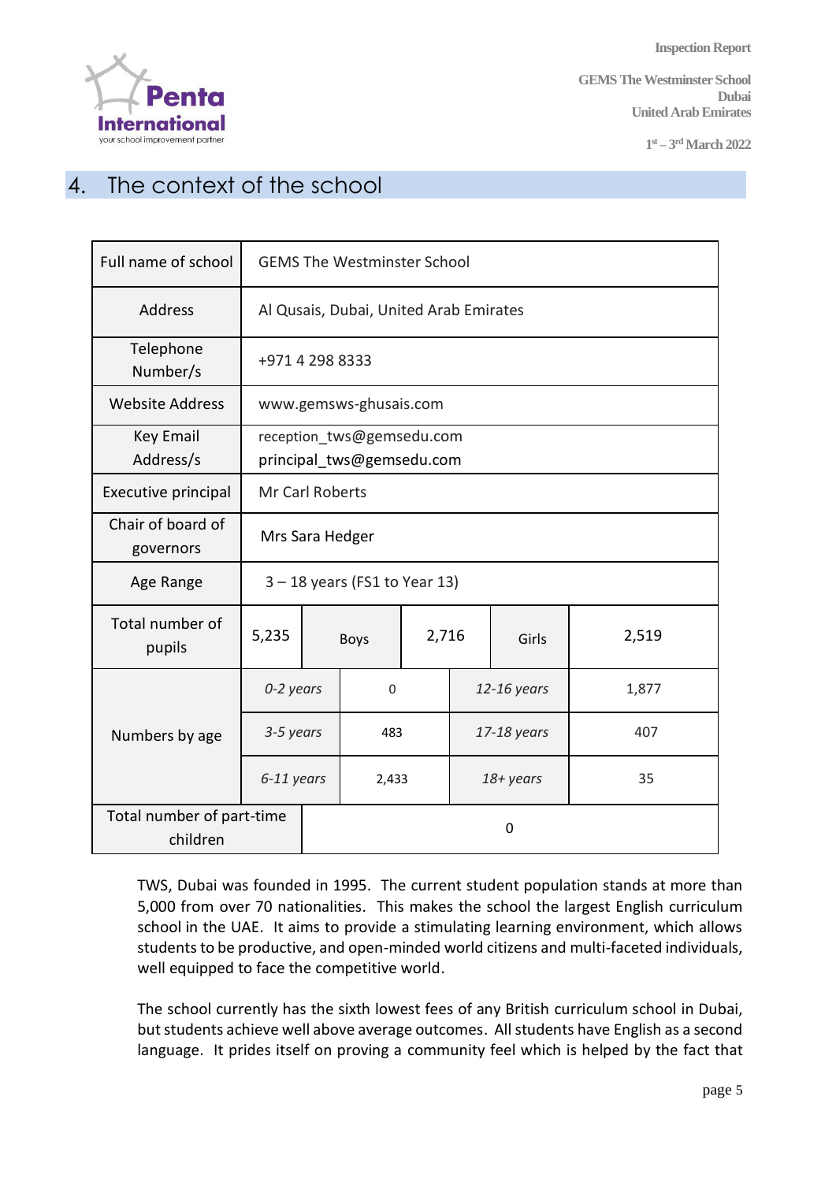## 4. The context of the school

| | | | | | |
|---|---|---|---|---|---|
| Full name of school | GEMS The Westminster School | | | | |
| Address | Al Qusais, Dubai, United Arab Emirates | | | | |
| Telephone Number/s | +971 4 298 8333 | | | | |
| Website Address | www.gemsws-ghusais.com | | | | |
| Key Email Address/s | reception_tws@gemsedu.com<br>principal_tws@gemsedu.com | | | | |
| Executive principal | Mr Carl Roberts | | | | |
| Chair of board of governors | Mrs Sara Hedger | | | | |
| Age Range | 3 – 18 years (FS1 to Year 13) | | | | |
| Total number of pupils | 5,235 | Boys | 2,716 | Girls | 2,519 |
| Numbers by age | *0-2 years* | 0 | *12-16 years* | 1,877 | |
| | *3-5 years* | 483 | *17-18 years* | 407 | |
| | *6-11 years* | 2,433 | *18+ years* | 35 | |
| Total number of part-time children | 0 | | | | |

TWS, Dubai was founded in 1995. The current student population stands at more than 5,000 from over 70 nationalities. This makes the school the largest English curriculum school in the UAE. It aims to provide a stimulating learning environment, which allows students to be productive, and open-minded world citizens and multi-faceted individuals, well equipped to face the competitive world.

The school currently has the sixth lowest fees of any British curriculum school in Dubai, but students achieve well above average outcomes. All students have English as a second language. It prides itself on proving a community feel which is helped by the fact that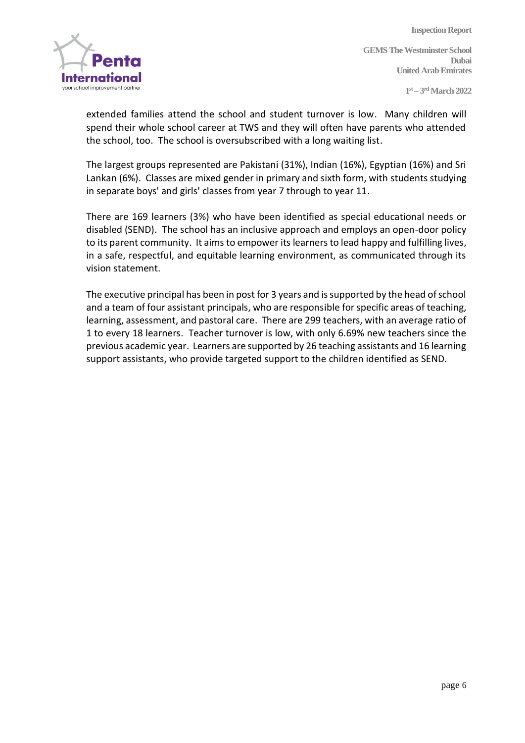extended families attend the school and student turnover is low. Many children will spend their whole school career at TWS and they will often have parents who attended the school, too. The school is oversubscribed with a long waiting list.

The largest groups represented are Pakistani (31%), Indian (16%), Egyptian (16%) and Sri Lankan (6%). Classes are mixed gender in primary and sixth form, with students studying in separate boys' and girls' classes from year 7 through to year 11.

There are 169 learners (3%) who have been identified as special educational needs or disabled (SEND). The school has an inclusive approach and employs an open-door policy to its parent community. It aims to empower its learners to lead happy and fulfilling lives, in a safe, respectful, and equitable learning environment, as communicated through its vision statement.

The executive principal has been in post for 3 years and is supported by the head of school and a team of four assistant principals, who are responsible for specific areas of teaching, learning, assessment, and pastoral care. There are 299 teachers, with an average ratio of 1 to every 18 learners. Teacher turnover is low, with only 6.69% new teachers since the previous academic year. Learners are supported by 26 teaching assistants and 16 learning support assistants, who provide targeted support to the children identified as SEND.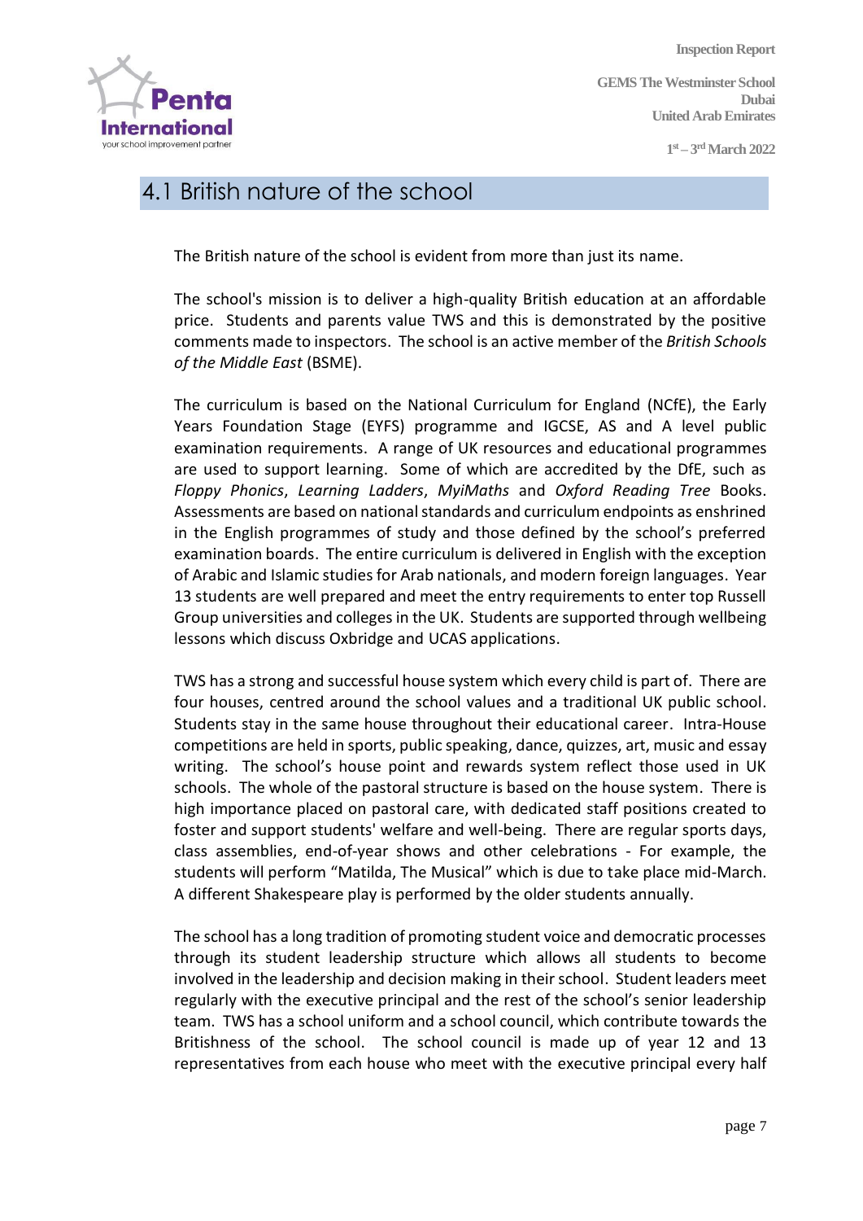## 4.1 British nature of the school

The British nature of the school is evident from more than just its name.

The school's mission is to deliver a high-quality British education at an affordable price. Students and parents value TWS and this is demonstrated by the positive comments made to inspectors. The school is an active member of the *British Schools of the Middle East* (BSME).

The curriculum is based on the National Curriculum for England (NCfE), the Early Years Foundation Stage (EYFS) programme and IGCSE, AS and A level public examination requirements. A range of UK resources and educational programmes are used to support learning. Some of which are accredited by the DfE, such as *Floppy Phonics*, *Learning Ladders*, *MyiMaths* and *Oxford Reading Tree* Books. Assessments are based on national standards and curriculum endpoints as enshrined in the English programmes of study and those defined by the school's preferred examination boards. The entire curriculum is delivered in English with the exception of Arabic and Islamic studies for Arab nationals, and modern foreign languages. Year 13 students are well prepared and meet the entry requirements to enter top Russell Group universities and colleges in the UK. Students are supported through wellbeing lessons which discuss Oxbridge and UCAS applications.

TWS has a strong and successful house system which every child is part of. There are four houses, centred around the school values and a traditional UK public school. Students stay in the same house throughout their educational career. Intra-House competitions are held in sports, public speaking, dance, quizzes, art, music and essay writing. The school's house point and rewards system reflect those used in UK schools. The whole of the pastoral structure is based on the house system. There is high importance placed on pastoral care, with dedicated staff positions created to foster and support students' welfare and well-being. There are regular sports days, class assemblies, end-of-year shows and other celebrations - For example, the students will perform "Matilda, The Musical" which is due to take place mid-March. A different Shakespeare play is performed by the older students annually.

The school has a long tradition of promoting student voice and democratic processes through its student leadership structure which allows all students to become involved in the leadership and decision making in their school. Student leaders meet regularly with the executive principal and the rest of the school's senior leadership team. TWS has a school uniform and a school council, which contribute towards the Britishness of the school. The school council is made up of year 12 and 13 representatives from each house who meet with the executive principal every half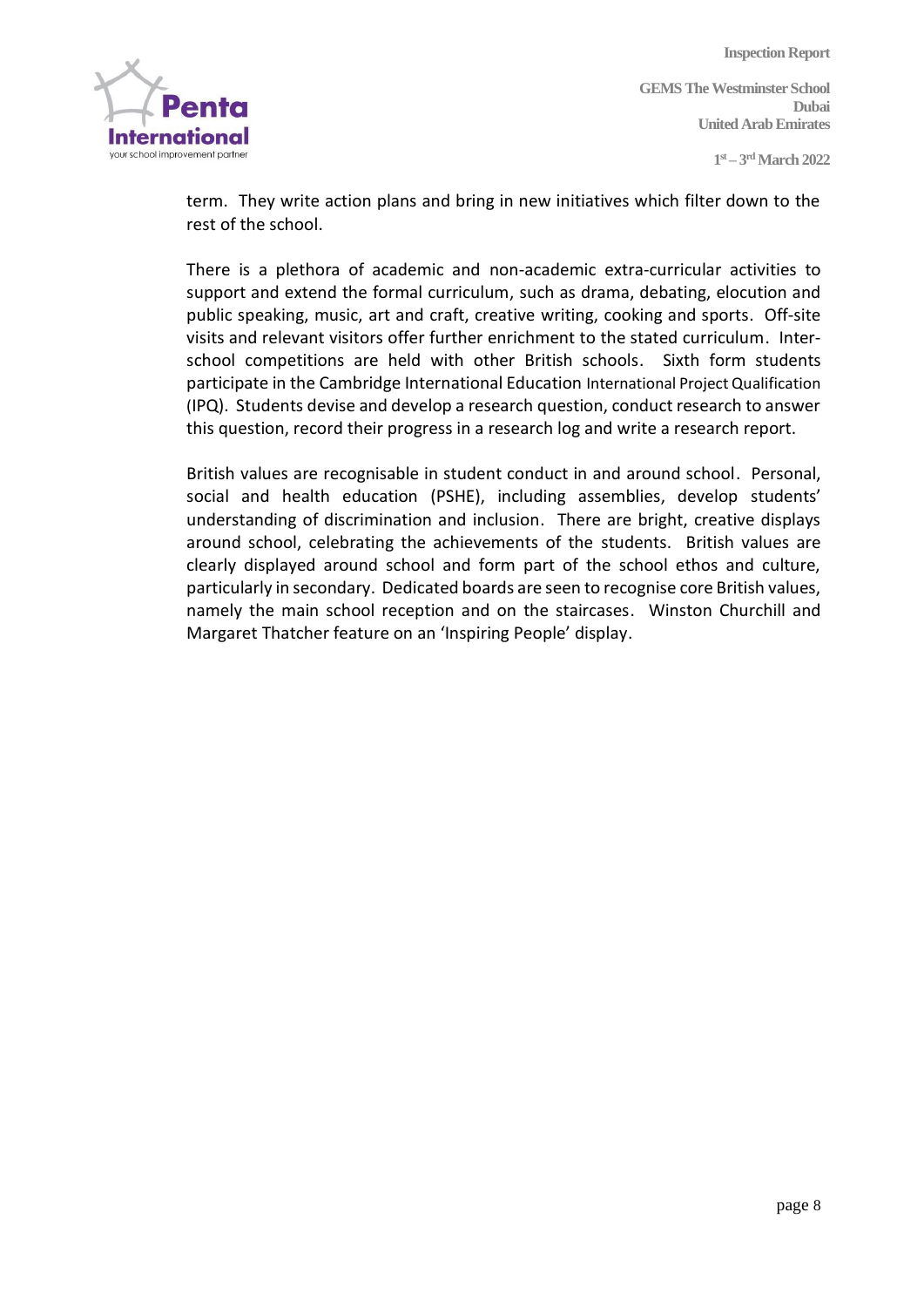term. They write action plans and bring in new initiatives which filter down to the rest of the school.

There is a plethora of academic and non-academic extra-curricular activities to support and extend the formal curriculum, such as drama, debating, elocution and public speaking, music, art and craft, creative writing, cooking and sports. Off-site visits and relevant visitors offer further enrichment to the stated curriculum. Inter-school competitions are held with other British schools. Sixth form students participate in the Cambridge International Education International Project Qualification (IPQ). Students devise and develop a research question, conduct research to answer this question, record their progress in a research log and write a research report.

British values are recognisable in student conduct in and around school. Personal, social and health education (PSHE), including assemblies, develop students' understanding of discrimination and inclusion. There are bright, creative displays around school, celebrating the achievements of the students. British values are clearly displayed around school and form part of the school ethos and culture, particularly in secondary. Dedicated boards are seen to recognise core British values, namely the main school reception and on the staircases. Winston Churchill and Margaret Thatcher feature on an 'Inspiring People' display.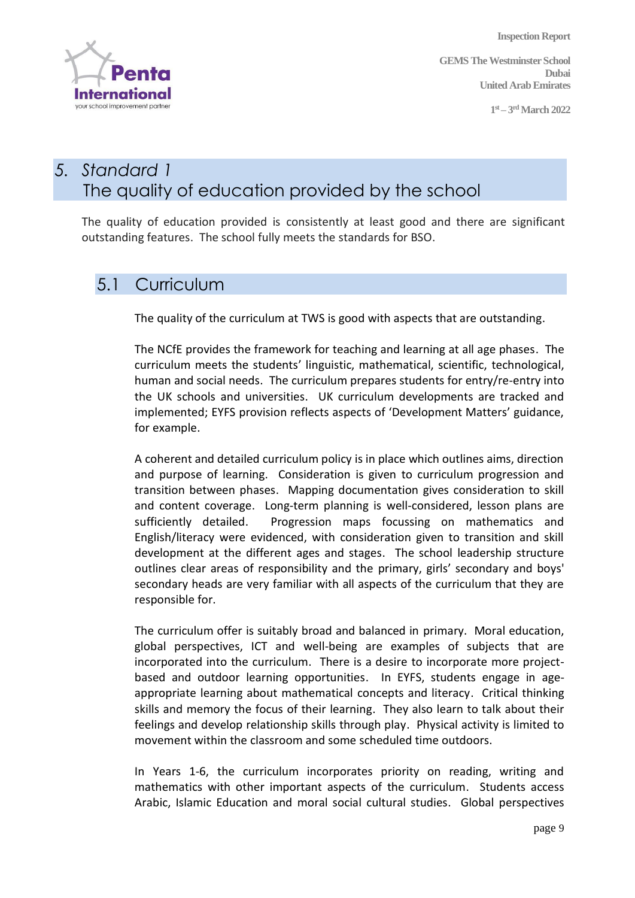## 5. Standard 1 The quality of education provided by the school

The quality of education provided is consistently at least good and there are significant outstanding features. The school fully meets the standards for BSO.

### 5.1 Curriculum

The quality of the curriculum at TWS is good with aspects that are outstanding.

The NCfE provides the framework for teaching and learning at all age phases. The curriculum meets the students' linguistic, mathematical, scientific, technological, human and social needs. The curriculum prepares students for entry/re-entry into the UK schools and universities. UK curriculum developments are tracked and implemented; EYFS provision reflects aspects of 'Development Matters' guidance, for example.

A coherent and detailed curriculum policy is in place which outlines aims, direction and purpose of learning. Consideration is given to curriculum progression and transition between phases. Mapping documentation gives consideration to skill and content coverage. Long-term planning is well-considered, lesson plans are sufficiently detailed. Progression maps focussing on mathematics and English/literacy were evidenced, with consideration given to transition and skill development at the different ages and stages. The school leadership structure outlines clear areas of responsibility and the primary, girls' secondary and boys' secondary heads are very familiar with all aspects of the curriculum that they are responsible for.

The curriculum offer is suitably broad and balanced in primary. Moral education, global perspectives, ICT and well-being are examples of subjects that are incorporated into the curriculum. There is a desire to incorporate more project-based and outdoor learning opportunities. In EYFS, students engage in age-appropriate learning about mathematical concepts and literacy. Critical thinking skills and memory the focus of their learning. They also learn to talk about their feelings and develop relationship skills through play. Physical activity is limited to movement within the classroom and some scheduled time outdoors.

In Years 1-6, the curriculum incorporates priority on reading, writing and mathematics with other important aspects of the curriculum. Students access Arabic, Islamic Education and moral social cultural studies. Global perspectives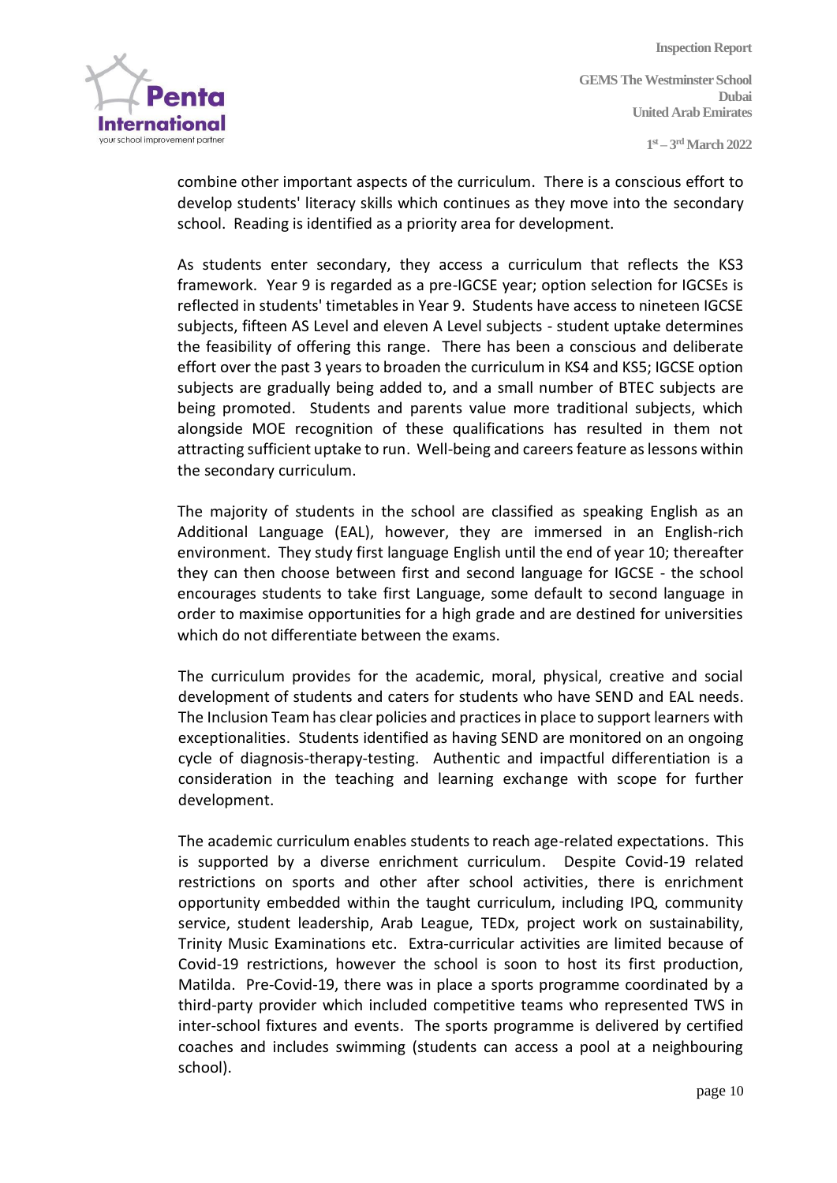combine other important aspects of the curriculum. There is a conscious effort to develop students' literacy skills which continues as they move into the secondary school. Reading is identified as a priority area for development.

As students enter secondary, they access a curriculum that reflects the KS3 framework. Year 9 is regarded as a pre-IGCSE year; option selection for IGCSEs is reflected in students' timetables in Year 9. Students have access to nineteen IGCSE subjects, fifteen AS Level and eleven A Level subjects - student uptake determines the feasibility of offering this range. There has been a conscious and deliberate effort over the past 3 years to broaden the curriculum in KS4 and KS5; IGCSE option subjects are gradually being added to, and a small number of BTEC subjects are being promoted. Students and parents value more traditional subjects, which alongside MOE recognition of these qualifications has resulted in them not attracting sufficient uptake to run. Well-being and careers feature as lessons within the secondary curriculum.

The majority of students in the school are classified as speaking English as an Additional Language (EAL), however, they are immersed in an English-rich environment. They study first language English until the end of year 10; thereafter they can then choose between first and second language for IGCSE - the school encourages students to take first Language, some default to second language in order to maximise opportunities for a high grade and are destined for universities which do not differentiate between the exams.

The curriculum provides for the academic, moral, physical, creative and social development of students and caters for students who have SEND and EAL needs. The Inclusion Team has clear policies and practices in place to support learners with exceptionalities. Students identified as having SEND are monitored on an ongoing cycle of diagnosis-therapy-testing. Authentic and impactful differentiation is a consideration in the teaching and learning exchange with scope for further development.

The academic curriculum enables students to reach age-related expectations. This is supported by a diverse enrichment curriculum. Despite Covid-19 related restrictions on sports and other after school activities, there is enrichment opportunity embedded within the taught curriculum, including IPQ, community service, student leadership, Arab League, TEDx, project work on sustainability, Trinity Music Examinations etc. Extra-curricular activities are limited because of Covid-19 restrictions, however the school is soon to host its first production, Matilda. Pre-Covid-19, there was in place a sports programme coordinated by a third-party provider which included competitive teams who represented TWS in inter-school fixtures and events. The sports programme is delivered by certified coaches and includes swimming (students can access a pool at a neighbouring school).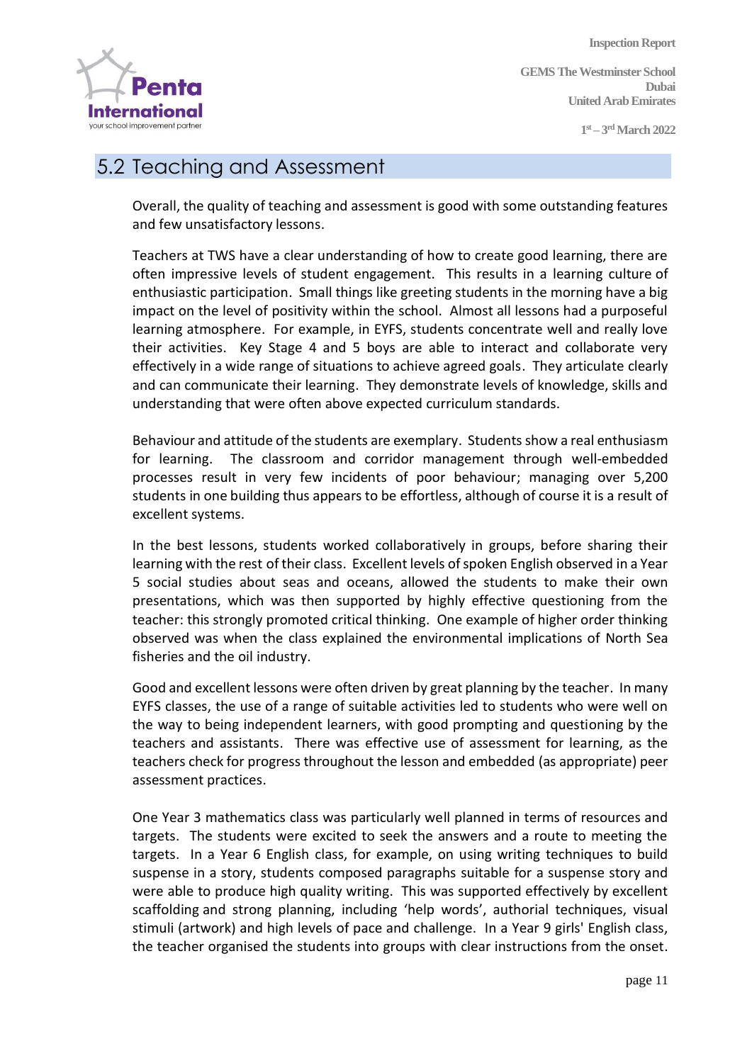## 5.2 Teaching and Assessment

Overall, the quality of teaching and assessment is good with some outstanding features and few unsatisfactory lessons.

Teachers at TWS have a clear understanding of how to create good learning, there are often impressive levels of student engagement. This results in a learning culture of enthusiastic participation. Small things like greeting students in the morning have a big impact on the level of positivity within the school. Almost all lessons had a purposeful learning atmosphere. For example, in EYFS, students concentrate well and really love their activities. Key Stage 4 and 5 boys are able to interact and collaborate very effectively in a wide range of situations to achieve agreed goals. They articulate clearly and can communicate their learning. They demonstrate levels of knowledge, skills and understanding that were often above expected curriculum standards.

Behaviour and attitude of the students are exemplary. Students show a real enthusiasm for learning. The classroom and corridor management through well-embedded processes result in very few incidents of poor behaviour; managing over 5,200 students in one building thus appears to be effortless, although of course it is a result of excellent systems.

In the best lessons, students worked collaboratively in groups, before sharing their learning with the rest of their class. Excellent levels of spoken English observed in a Year 5 social studies about seas and oceans, allowed the students to make their own presentations, which was then supported by highly effective questioning from the teacher: this strongly promoted critical thinking. One example of higher order thinking observed was when the class explained the environmental implications of North Sea fisheries and the oil industry.

Good and excellent lessons were often driven by great planning by the teacher. In many EYFS classes, the use of a range of suitable activities led to students who were well on the way to being independent learners, with good prompting and questioning by the teachers and assistants. There was effective use of assessment for learning, as the teachers check for progress throughout the lesson and embedded (as appropriate) peer assessment practices.

One Year 3 mathematics class was particularly well planned in terms of resources and targets. The students were excited to seek the answers and a route to meeting the targets. In a Year 6 English class, for example, on using writing techniques to build suspense in a story, students composed paragraphs suitable for a suspense story and were able to produce high quality writing. This was supported effectively by excellent scaffolding and strong planning, including 'help words', authorial techniques, visual stimuli (artwork) and high levels of pace and challenge. In a Year 9 girls' English class, the teacher organised the students into groups with clear instructions from the onset.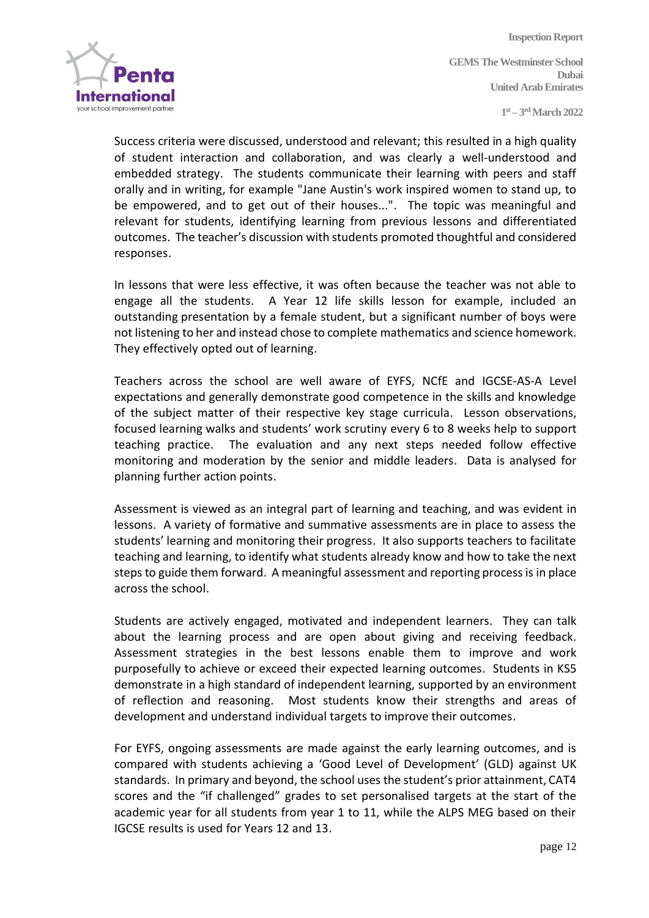Success criteria were discussed, understood and relevant; this resulted in a high quality of student interaction and collaboration, and was clearly a well-understood and embedded strategy. The students communicate their learning with peers and staff orally and in writing, for example "Jane Austin's work inspired women to stand up, to be empowered, and to get out of their houses...". The topic was meaningful and relevant for students, identifying learning from previous lessons and differentiated outcomes. The teacher's discussion with students promoted thoughtful and considered responses.

In lessons that were less effective, it was often because the teacher was not able to engage all the students. A Year 12 life skills lesson for example, included an outstanding presentation by a female student, but a significant number of boys were not listening to her and instead chose to complete mathematics and science homework. They effectively opted out of learning.

Teachers across the school are well aware of EYFS, NCfE and IGCSE-AS-A Level expectations and generally demonstrate good competence in the skills and knowledge of the subject matter of their respective key stage curricula. Lesson observations, focused learning walks and students' work scrutiny every 6 to 8 weeks help to support teaching practice. The evaluation and any next steps needed follow effective monitoring and moderation by the senior and middle leaders. Data is analysed for planning further action points.

Assessment is viewed as an integral part of learning and teaching, and was evident in lessons. A variety of formative and summative assessments are in place to assess the students' learning and monitoring their progress. It also supports teachers to facilitate teaching and learning, to identify what students already know and how to take the next steps to guide them forward. A meaningful assessment and reporting process is in place across the school.

Students are actively engaged, motivated and independent learners. They can talk about the learning process and are open about giving and receiving feedback. Assessment strategies in the best lessons enable them to improve and work purposefully to achieve or exceed their expected learning outcomes. Students in KS5 demonstrate in a high standard of independent learning, supported by an environment of reflection and reasoning. Most students know their strengths and areas of development and understand individual targets to improve their outcomes.

For EYFS, ongoing assessments are made against the early learning outcomes, and is compared with students achieving a 'Good Level of Development' (GLD) against UK standards. In primary and beyond, the school uses the student's prior attainment, CAT4 scores and the "if challenged" grades to set personalised targets at the start of the academic year for all students from year 1 to 11, while the ALPS MEG based on their IGCSE results is used for Years 12 and 13.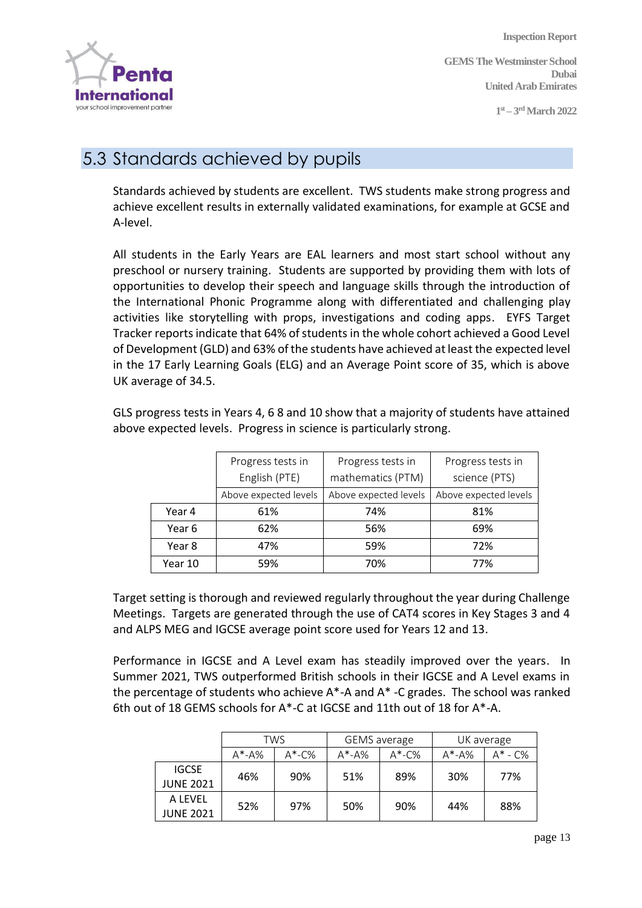## 5.3 Standards achieved by pupils

Standards achieved by students are excellent. TWS students make strong progress and achieve excellent results in externally validated examinations, for example at GCSE and A-level.

All students in the Early Years are EAL learners and most start school without any preschool or nursery training. Students are supported by providing them with lots of opportunities to develop their speech and language skills through the introduction of the International Phonic Programme along with differentiated and challenging play activities like storytelling with props, investigations and coding apps. EYFS Target Tracker reports indicate that 64% of students in the whole cohort achieved a Good Level of Development (GLD) and 63% of the students have achieved at least the expected level in the 17 Early Learning Goals (ELG) and an Average Point score of 35, which is above UK average of 34.5.

GLS progress tests in Years 4, 6 8 and 10 show that a majority of students have attained above expected levels. Progress in science is particularly strong.

| | Progress tests in English (PTE) | Progress tests in mathematics (PTM) | Progress tests in science (PTS) |
|---|---|---|---|
| | Above expected levels | Above expected levels | Above expected levels |
| Year 4 | 61% | 74% | 81% |
| Year 6 | 62% | 56% | 69% |
| Year 8 | 47% | 59% | 72% |
| Year 10 | 59% | 70% | 77% |

Target setting is thorough and reviewed regularly throughout the year during Challenge Meetings. Targets are generated through the use of CAT4 scores in Key Stages 3 and 4 and ALPS MEG and IGCSE average point score used for Years 12 and 13.

Performance in IGCSE and A Level exam has steadily improved over the years. In Summer 2021, TWS outperformed British schools in their IGCSE and A Level exams in the percentage of students who achieve A*-A and A* -C grades. The school was ranked 6th out of 18 GEMS schools for A*-C at IGCSE and 11th out of 18 for A*-A.

| | TWS | | GEMS average | | UK average | |
|---|---|---|---|---|---|---|
| | A*-A% | A*-C% | A*-A% | A*-C% | A*-A% | A* - C% |
| IGCSE JUNE 2021 | 46% | 90% | 51% | 89% | 30% | 77% |
| A LEVEL JUNE 2021 | 52% | 97% | 50% | 90% | 44% | 88% |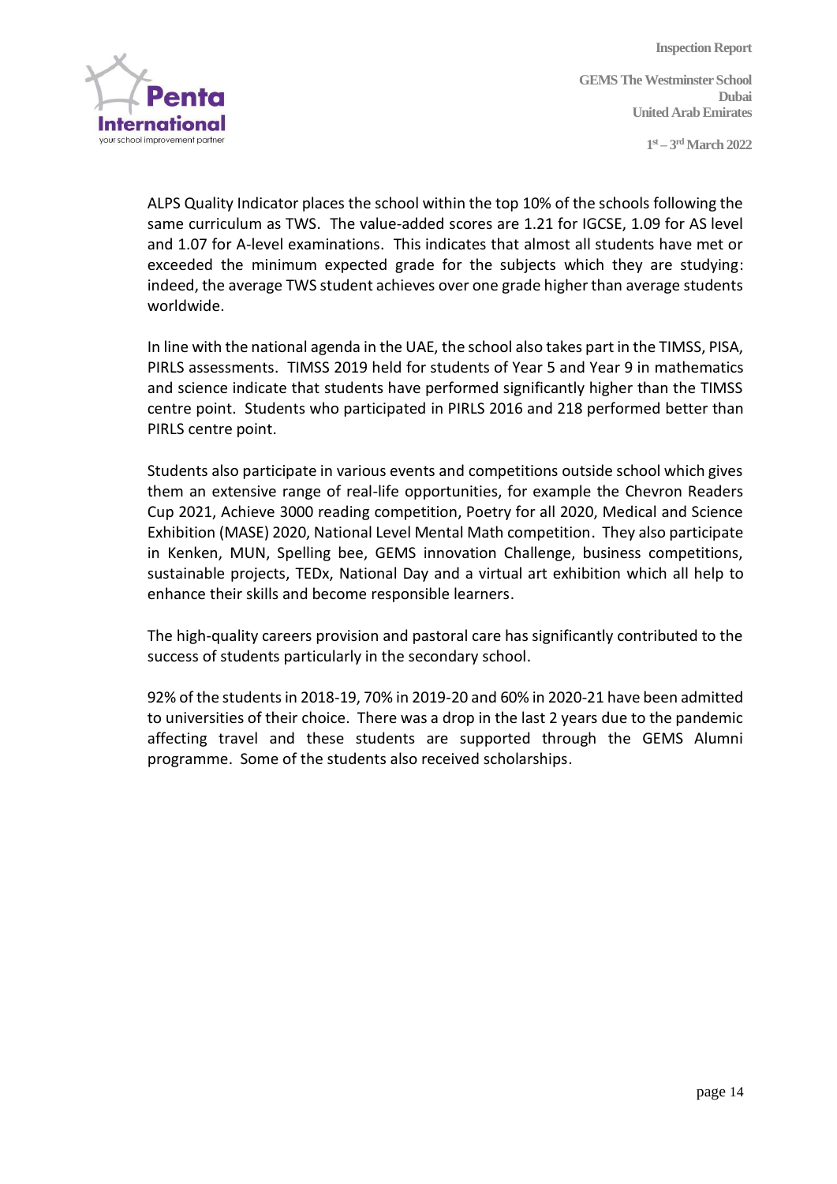ALPS Quality Indicator places the school within the top 10% of the schools following the same curriculum as TWS. The value-added scores are 1.21 for IGCSE, 1.09 for AS level and 1.07 for A-level examinations. This indicates that almost all students have met or exceeded the minimum expected grade for the subjects which they are studying: indeed, the average TWS student achieves over one grade higher than average students worldwide.

In line with the national agenda in the UAE, the school also takes part in the TIMSS, PISA, PIRLS assessments. TIMSS 2019 held for students of Year 5 and Year 9 in mathematics and science indicate that students have performed significantly higher than the TIMSS centre point. Students who participated in PIRLS 2016 and 218 performed better than PIRLS centre point.

Students also participate in various events and competitions outside school which gives them an extensive range of real-life opportunities, for example the Chevron Readers Cup 2021, Achieve 3000 reading competition, Poetry for all 2020, Medical and Science Exhibition (MASE) 2020, National Level Mental Math competition. They also participate in Kenken, MUN, Spelling bee, GEMS innovation Challenge, business competitions, sustainable projects, TEDx, National Day and a virtual art exhibition which all help to enhance their skills and become responsible learners.

The high-quality careers provision and pastoral care has significantly contributed to the success of students particularly in the secondary school.

92% of the students in 2018-19, 70% in 2019-20 and 60% in 2020-21 have been admitted to universities of their choice. There was a drop in the last 2 years due to the pandemic affecting travel and these students are supported through the GEMS Alumni programme. Some of the students also received scholarships.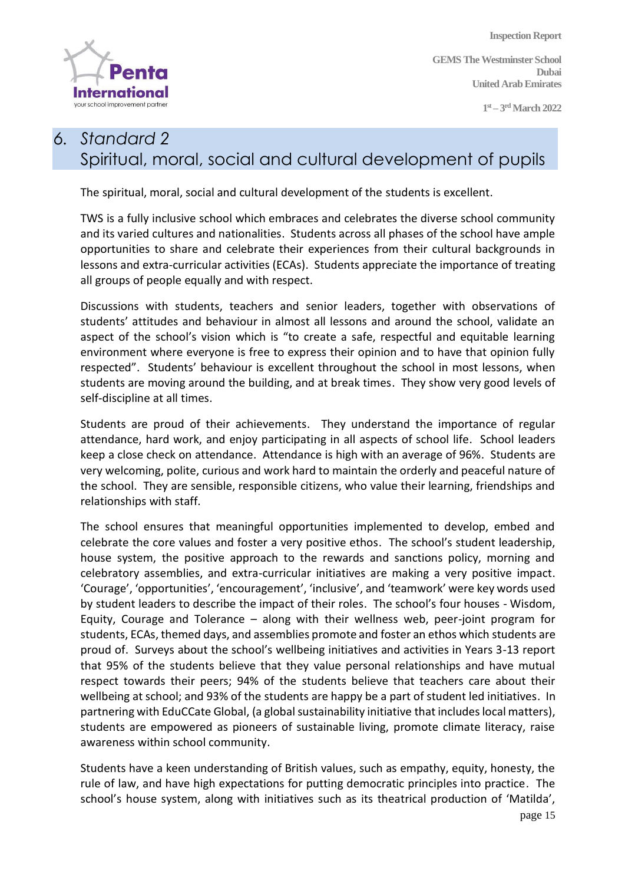# 6. *Standard 2*
# Spiritual, moral, social and cultural development of pupils

The spiritual, moral, social and cultural development of the students is excellent.

TWS is a fully inclusive school which embraces and celebrates the diverse school community and its varied cultures and nationalities. Students across all phases of the school have ample opportunities to share and celebrate their experiences from their cultural backgrounds in lessons and extra-curricular activities (ECAs). Students appreciate the importance of treating all groups of people equally and with respect.

Discussions with students, teachers and senior leaders, together with observations of students' attitudes and behaviour in almost all lessons and around the school, validate an aspect of the school's vision which is "to create a safe, respectful and equitable learning environment where everyone is free to express their opinion and to have that opinion fully respected". Students' behaviour is excellent throughout the school in most lessons, when students are moving around the building, and at break times. They show very good levels of self-discipline at all times.

Students are proud of their achievements. They understand the importance of regular attendance, hard work, and enjoy participating in all aspects of school life. School leaders keep a close check on attendance. Attendance is high with an average of 96%. Students are very welcoming, polite, curious and work hard to maintain the orderly and peaceful nature of the school. They are sensible, responsible citizens, who value their learning, friendships and relationships with staff.

The school ensures that meaningful opportunities implemented to develop, embed and celebrate the core values and foster a very positive ethos. The school's student leadership, house system, the positive approach to the rewards and sanctions policy, morning and celebratory assemblies, and extra-curricular initiatives are making a very positive impact. 'Courage', 'opportunities', 'encouragement', 'inclusive', and 'teamwork' were key words used by student leaders to describe the impact of their roles. The school's four houses - Wisdom, Equity, Courage and Tolerance – along with their wellness web, peer-joint program for students, ECAs, themed days, and assemblies promote and foster an ethos which students are proud of. Surveys about the school's wellbeing initiatives and activities in Years 3-13 report that 95% of the students believe that they value personal relationships and have mutual respect towards their peers; 94% of the students believe that teachers care about their wellbeing at school; and 93% of the students are happy be a part of student led initiatives. In partnering with EduCCate Global, (a global sustainability initiative that includes local matters), students are empowered as pioneers of sustainable living, promote climate literacy, raise awareness within school community.

Students have a keen understanding of British values, such as empathy, equity, honesty, the rule of law, and have high expectations for putting democratic principles into practice. The school's house system, along with initiatives such as its theatrical production of 'Matilda',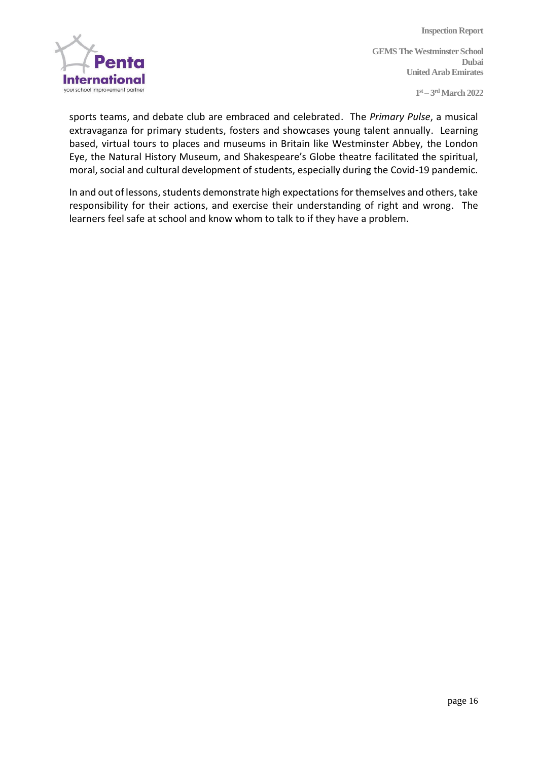sports teams, and debate club are embraced and celebrated. The *Primary Pulse*, a musical extravaganza for primary students, fosters and showcases young talent annually. Learning based, virtual tours to places and museums in Britain like Westminster Abbey, the London Eye, the Natural History Museum, and Shakespeare's Globe theatre facilitated the spiritual, moral, social and cultural development of students, especially during the Covid-19 pandemic.

In and out of lessons, students demonstrate high expectations for themselves and others, take responsibility for their actions, and exercise their understanding of right and wrong. The learners feel safe at school and know whom to talk to if they have a problem.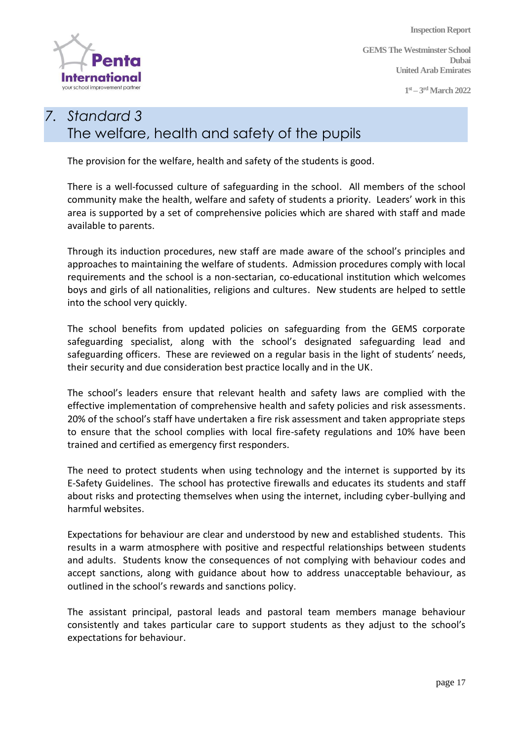# 7. *Standard 3*
# The welfare, health and safety of the pupils

The provision for the welfare, health and safety of the students is good.

There is a well-focussed culture of safeguarding in the school. All members of the school community make the health, welfare and safety of students a priority. Leaders' work in this area is supported by a set of comprehensive policies which are shared with staff and made available to parents.

Through its induction procedures, new staff are made aware of the school's principles and approaches to maintaining the welfare of students. Admission procedures comply with local requirements and the school is a non-sectarian, co-educational institution which welcomes boys and girls of all nationalities, religions and cultures. New students are helped to settle into the school very quickly.

The school benefits from updated policies on safeguarding from the GEMS corporate safeguarding specialist, along with the school's designated safeguarding lead and safeguarding officers. These are reviewed on a regular basis in the light of students' needs, their security and due consideration best practice locally and in the UK.

The school's leaders ensure that relevant health and safety laws are complied with the effective implementation of comprehensive health and safety policies and risk assessments. 20% of the school's staff have undertaken a fire risk assessment and taken appropriate steps to ensure that the school complies with local fire-safety regulations and 10% have been trained and certified as emergency first responders.

The need to protect students when using technology and the internet is supported by its E-Safety Guidelines. The school has protective firewalls and educates its students and staff about risks and protecting themselves when using the internet, including cyber-bullying and harmful websites.

Expectations for behaviour are clear and understood by new and established students. This results in a warm atmosphere with positive and respectful relationships between students and adults. Students know the consequences of not complying with behaviour codes and accept sanctions, along with guidance about how to address unacceptable behaviour, as outlined in the school's rewards and sanctions policy.

The assistant principal, pastoral leads and pastoral team members manage behaviour consistently and takes particular care to support students as they adjust to the school's expectations for behaviour.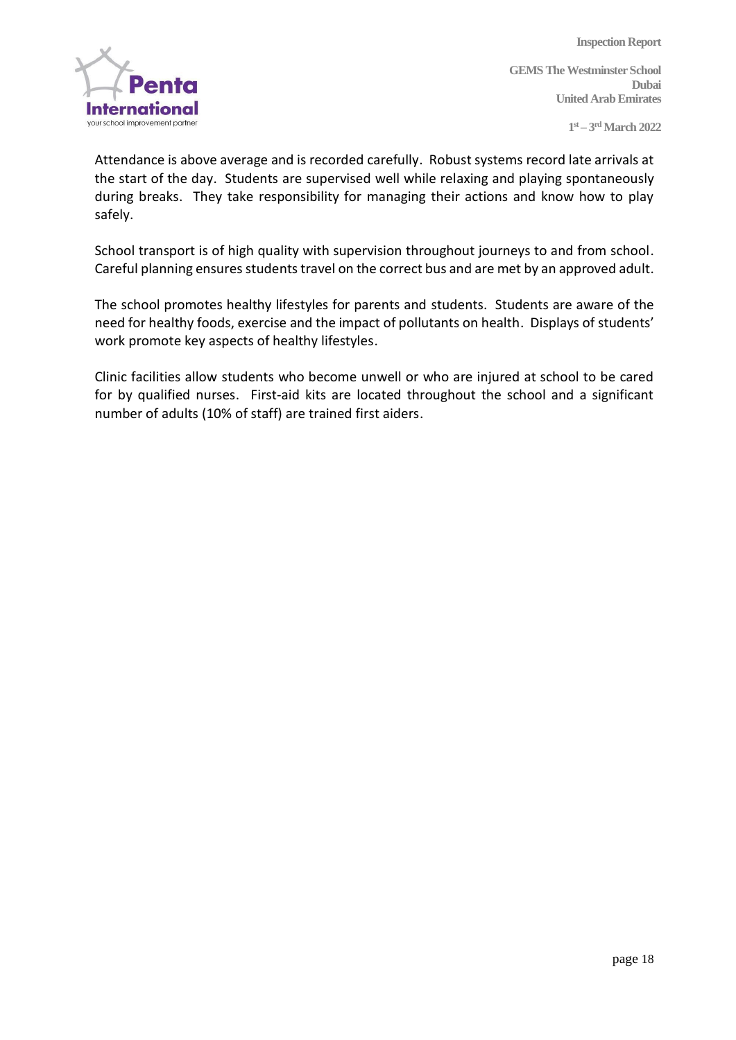Attendance is above average and is recorded carefully. Robust systems record late arrivals at the start of the day. Students are supervised well while relaxing and playing spontaneously during breaks. They take responsibility for managing their actions and know how to play safely.

School transport is of high quality with supervision throughout journeys to and from school. Careful planning ensures students travel on the correct bus and are met by an approved adult.

The school promotes healthy lifestyles for parents and students. Students are aware of the need for healthy foods, exercise and the impact of pollutants on health. Displays of students' work promote key aspects of healthy lifestyles.

Clinic facilities allow students who become unwell or who are injured at school to be cared for by qualified nurses. First-aid kits are located throughout the school and a significant number of adults (10% of staff) are trained first aiders.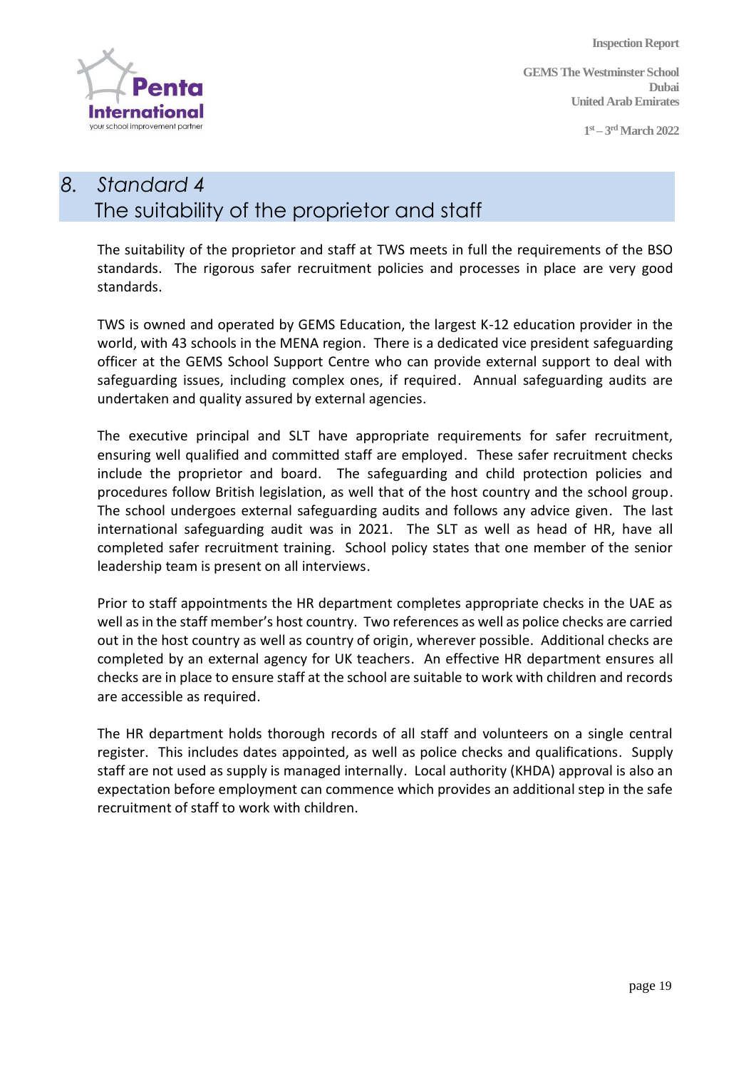# 8. Standard 4
## The suitability of the proprietor and staff

The suitability of the proprietor and staff at TWS meets in full the requirements of the BSO standards. The rigorous safer recruitment policies and processes in place are very good standards.

TWS is owned and operated by GEMS Education, the largest K-12 education provider in the world, with 43 schools in the MENA region. There is a dedicated vice president safeguarding officer at the GEMS School Support Centre who can provide external support to deal with safeguarding issues, including complex ones, if required. Annual safeguarding audits are undertaken and quality assured by external agencies.

The executive principal and SLT have appropriate requirements for safer recruitment, ensuring well qualified and committed staff are employed. These safer recruitment checks include the proprietor and board. The safeguarding and child protection policies and procedures follow British legislation, as well that of the host country and the school group. The school undergoes external safeguarding audits and follows any advice given. The last international safeguarding audit was in 2021. The SLT as well as head of HR, have all completed safer recruitment training. School policy states that one member of the senior leadership team is present on all interviews.

Prior to staff appointments the HR department completes appropriate checks in the UAE as well as in the staff member's host country. Two references as well as police checks are carried out in the host country as well as country of origin, wherever possible. Additional checks are completed by an external agency for UK teachers. An effective HR department ensures all checks are in place to ensure staff at the school are suitable to work with children and records are accessible as required.

The HR department holds thorough records of all staff and volunteers on a single central register. This includes dates appointed, as well as police checks and qualifications. Supply staff are not used as supply is managed internally. Local authority (KHDA) approval is also an expectation before employment can commence which provides an additional step in the safe recruitment of staff to work with children.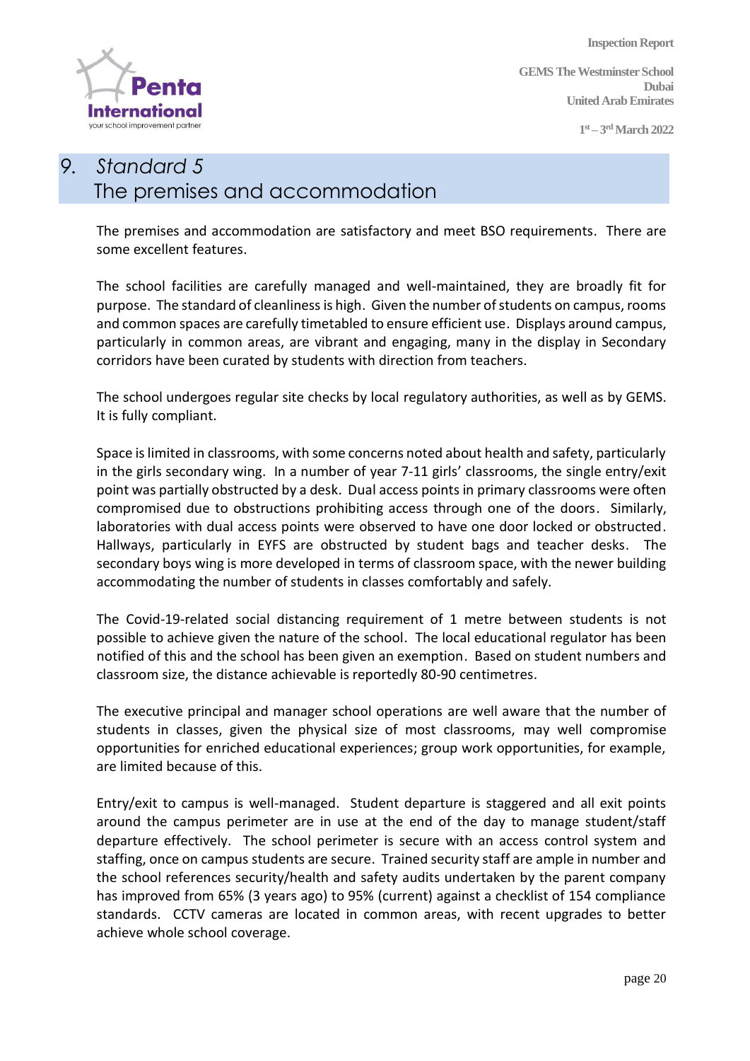# 9. *Standard 5*
## The premises and accommodation

The premises and accommodation are satisfactory and meet BSO requirements. There are some excellent features.

The school facilities are carefully managed and well-maintained, they are broadly fit for purpose. The standard of cleanliness is high. Given the number of students on campus, rooms and common spaces are carefully timetabled to ensure efficient use. Displays around campus, particularly in common areas, are vibrant and engaging, many in the display in Secondary corridors have been curated by students with direction from teachers.

The school undergoes regular site checks by local regulatory authorities, as well as by GEMS. It is fully compliant.

Space is limited in classrooms, with some concerns noted about health and safety, particularly in the girls secondary wing. In a number of year 7-11 girls' classrooms, the single entry/exit point was partially obstructed by a desk. Dual access points in primary classrooms were often compromised due to obstructions prohibiting access through one of the doors. Similarly, laboratories with dual access points were observed to have one door locked or obstructed. Hallways, particularly in EYFS are obstructed by student bags and teacher desks. The secondary boys wing is more developed in terms of classroom space, with the newer building accommodating the number of students in classes comfortably and safely.

The Covid-19-related social distancing requirement of 1 metre between students is not possible to achieve given the nature of the school. The local educational regulator has been notified of this and the school has been given an exemption. Based on student numbers and classroom size, the distance achievable is reportedly 80-90 centimetres.

The executive principal and manager school operations are well aware that the number of students in classes, given the physical size of most classrooms, may well compromise opportunities for enriched educational experiences; group work opportunities, for example, are limited because of this.

Entry/exit to campus is well-managed. Student departure is staggered and all exit points around the campus perimeter are in use at the end of the day to manage student/staff departure effectively. The school perimeter is secure with an access control system and staffing, once on campus students are secure. Trained security staff are ample in number and the school references security/health and safety audits undertaken by the parent company has improved from 65% (3 years ago) to 95% (current) against a checklist of 154 compliance standards. CCTV cameras are located in common areas, with recent upgrades to better achieve whole school coverage.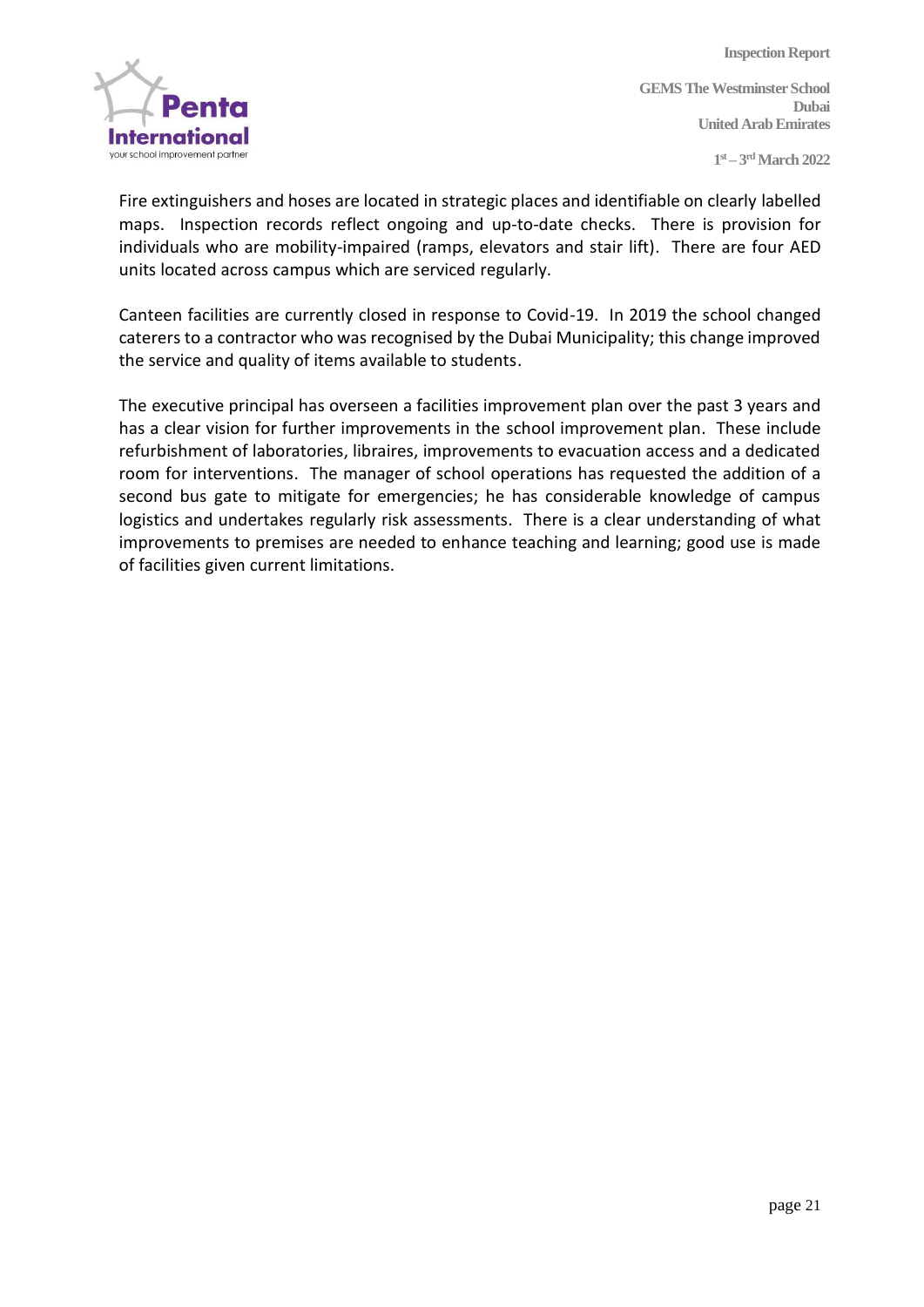Fire extinguishers and hoses are located in strategic places and identifiable on clearly labelled maps. Inspection records reflect ongoing and up-to-date checks. There is provision for individuals who are mobility-impaired (ramps, elevators and stair lift). There are four AED units located across campus which are serviced regularly.

Canteen facilities are currently closed in response to Covid-19. In 2019 the school changed caterers to a contractor who was recognised by the Dubai Municipality; this change improved the service and quality of items available to students.

The executive principal has overseen a facilities improvement plan over the past 3 years and has a clear vision for further improvements in the school improvement plan. These include refurbishment of laboratories, libraires, improvements to evacuation access and a dedicated room for interventions. The manager of school operations has requested the addition of a second bus gate to mitigate for emergencies; he has considerable knowledge of campus logistics and undertakes regularly risk assessments. There is a clear understanding of what improvements to premises are needed to enhance teaching and learning; good use is made of facilities given current limitations.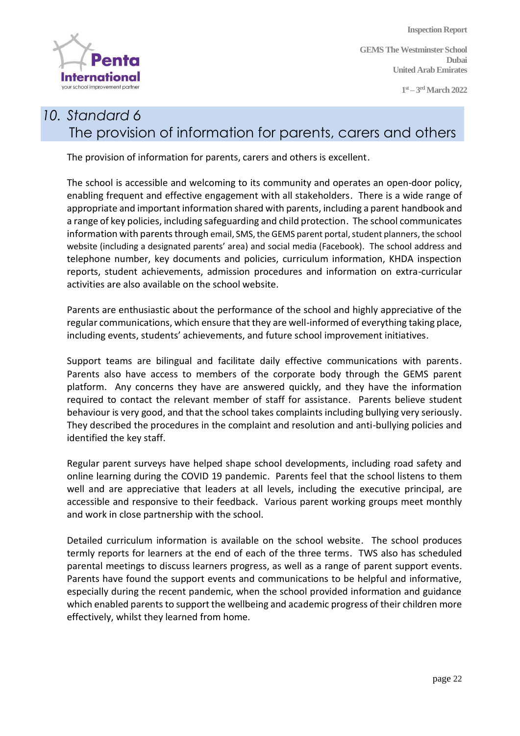# 10. Standard 6
## The provision of information for parents, carers and others

The provision of information for parents, carers and others is excellent.

The school is accessible and welcoming to its community and operates an open-door policy, enabling frequent and effective engagement with all stakeholders. There is a wide range of appropriate and important information shared with parents, including a parent handbook and a range of key policies, including safeguarding and child protection. The school communicates information with parents through email, SMS, the GEMS parent portal, student planners, the school website (including a designated parents' area) and social media (Facebook). The school address and telephone number, key documents and policies, curriculum information, KHDA inspection reports, student achievements, admission procedures and information on extra-curricular activities are also available on the school website.

Parents are enthusiastic about the performance of the school and highly appreciative of the regular communications, which ensure that they are well-informed of everything taking place, including events, students' achievements, and future school improvement initiatives.

Support teams are bilingual and facilitate daily effective communications with parents. Parents also have access to members of the corporate body through the GEMS parent platform. Any concerns they have are answered quickly, and they have the information required to contact the relevant member of staff for assistance. Parents believe student behaviour is very good, and that the school takes complaints including bullying very seriously. They described the procedures in the complaint and resolution and anti-bullying policies and identified the key staff.

Regular parent surveys have helped shape school developments, including road safety and online learning during the COVID 19 pandemic. Parents feel that the school listens to them well and are appreciative that leaders at all levels, including the executive principal, are accessible and responsive to their feedback. Various parent working groups meet monthly and work in close partnership with the school.

Detailed curriculum information is available on the school website. The school produces termly reports for learners at the end of each of the three terms. TWS also has scheduled parental meetings to discuss learners progress, as well as a range of parent support events. Parents have found the support events and communications to be helpful and informative, especially during the recent pandemic, when the school provided information and guidance which enabled parents to support the wellbeing and academic progress of their children more effectively, whilst they learned from home.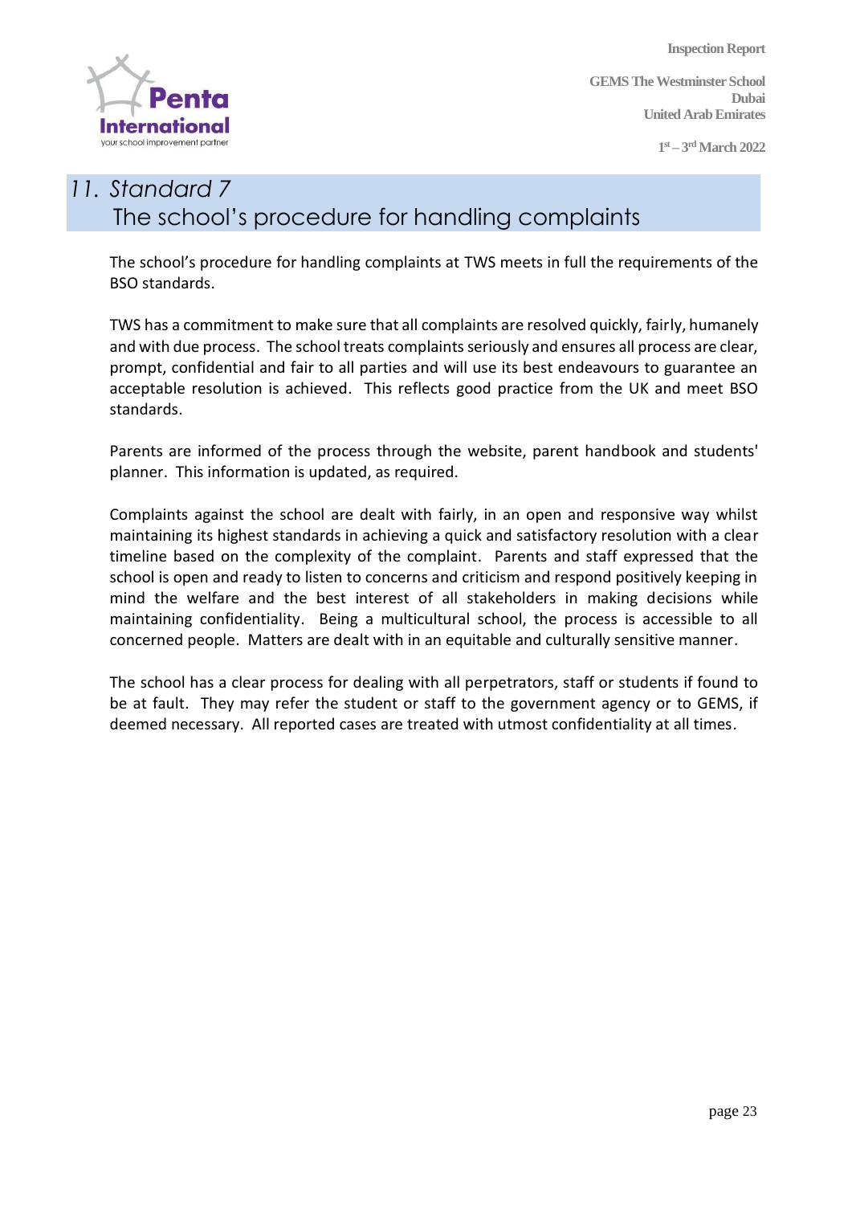## 11. Standard 7 The school's procedure for handling complaints

The school's procedure for handling complaints at TWS meets in full the requirements of the BSO standards.

TWS has a commitment to make sure that all complaints are resolved quickly, fairly, humanely and with due process. The school treats complaints seriously and ensures all process are clear, prompt, confidential and fair to all parties and will use its best endeavours to guarantee an acceptable resolution is achieved. This reflects good practice from the UK and meet BSO standards.

Parents are informed of the process through the website, parent handbook and students' planner. This information is updated, as required.

Complaints against the school are dealt with fairly, in an open and responsive way whilst maintaining its highest standards in achieving a quick and satisfactory resolution with a clear timeline based on the complexity of the complaint. Parents and staff expressed that the school is open and ready to listen to concerns and criticism and respond positively keeping in mind the welfare and the best interest of all stakeholders in making decisions while maintaining confidentiality. Being a multicultural school, the process is accessible to all concerned people. Matters are dealt with in an equitable and culturally sensitive manner.

The school has a clear process for dealing with all perpetrators, staff or students if found to be at fault. They may refer the student or staff to the government agency or to GEMS, if deemed necessary. All reported cases are treated with utmost confidentiality at all times.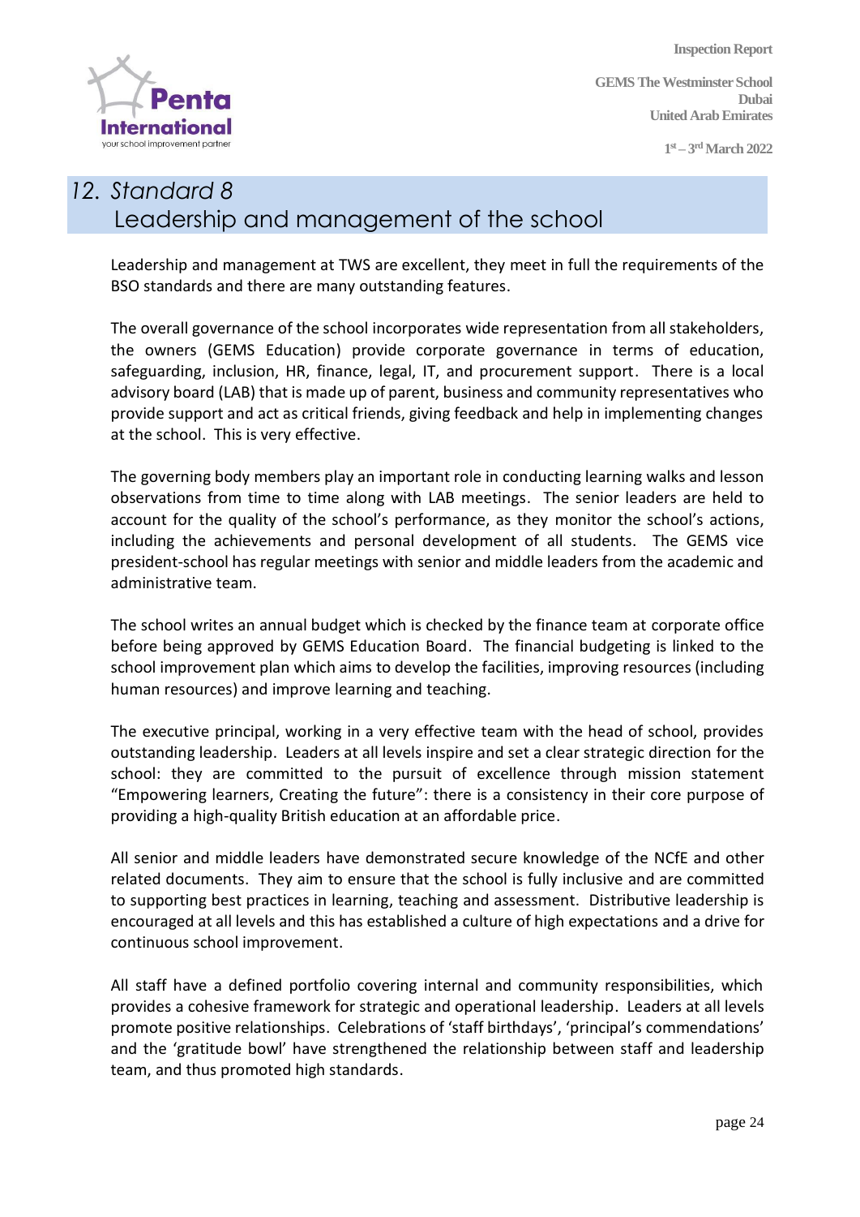## 12. Standard 8
## Leadership and management of the school

Leadership and management at TWS are excellent, they meet in full the requirements of the BSO standards and there are many outstanding features.

The overall governance of the school incorporates wide representation from all stakeholders, the owners (GEMS Education) provide corporate governance in terms of education, safeguarding, inclusion, HR, finance, legal, IT, and procurement support. There is a local advisory board (LAB) that is made up of parent, business and community representatives who provide support and act as critical friends, giving feedback and help in implementing changes at the school. This is very effective.

The governing body members play an important role in conducting learning walks and lesson observations from time to time along with LAB meetings. The senior leaders are held to account for the quality of the school's performance, as they monitor the school's actions, including the achievements and personal development of all students. The GEMS vice president-school has regular meetings with senior and middle leaders from the academic and administrative team.

The school writes an annual budget which is checked by the finance team at corporate office before being approved by GEMS Education Board. The financial budgeting is linked to the school improvement plan which aims to develop the facilities, improving resources (including human resources) and improve learning and teaching.

The executive principal, working in a very effective team with the head of school, provides outstanding leadership. Leaders at all levels inspire and set a clear strategic direction for the school: they are committed to the pursuit of excellence through mission statement "Empowering learners, Creating the future": there is a consistency in their core purpose of providing a high-quality British education at an affordable price.

All senior and middle leaders have demonstrated secure knowledge of the NCfE and other related documents. They aim to ensure that the school is fully inclusive and are committed to supporting best practices in learning, teaching and assessment. Distributive leadership is encouraged at all levels and this has established a culture of high expectations and a drive for continuous school improvement.

All staff have a defined portfolio covering internal and community responsibilities, which provides a cohesive framework for strategic and operational leadership. Leaders at all levels promote positive relationships. Celebrations of 'staff birthdays', 'principal's commendations' and the 'gratitude bowl' have strengthened the relationship between staff and leadership team, and thus promoted high standards.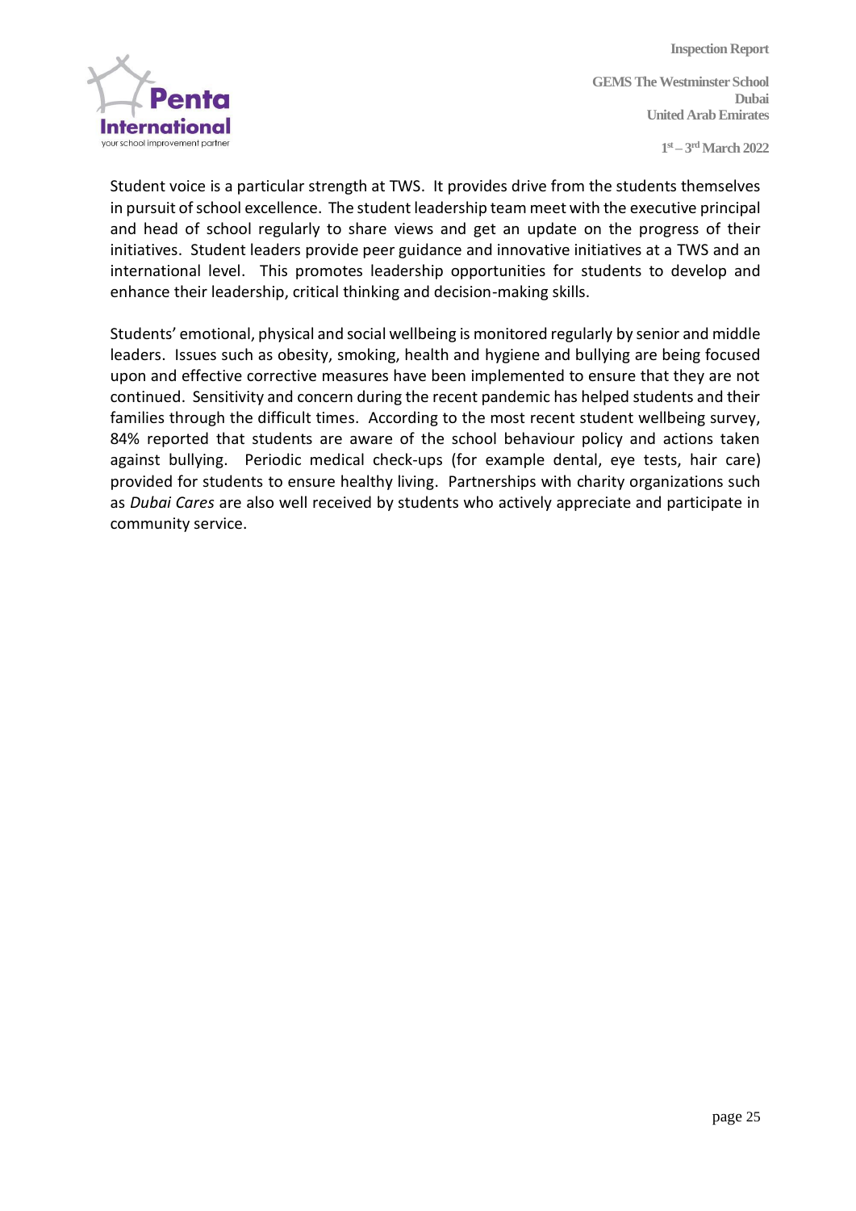Student voice is a particular strength at TWS. It provides drive from the students themselves in pursuit of school excellence. The student leadership team meet with the executive principal and head of school regularly to share views and get an update on the progress of their initiatives. Student leaders provide peer guidance and innovative initiatives at a TWS and an international level. This promotes leadership opportunities for students to develop and enhance their leadership, critical thinking and decision-making skills.

Students' emotional, physical and social wellbeing is monitored regularly by senior and middle leaders. Issues such as obesity, smoking, health and hygiene and bullying are being focused upon and effective corrective measures have been implemented to ensure that they are not continued. Sensitivity and concern during the recent pandemic has helped students and their families through the difficult times. According to the most recent student wellbeing survey, 84% reported that students are aware of the school behaviour policy and actions taken against bullying. Periodic medical check-ups (for example dental, eye tests, hair care) provided for students to ensure healthy living. Partnerships with charity organizations such as *Dubai Cares* are also well received by students who actively appreciate and participate in community service.